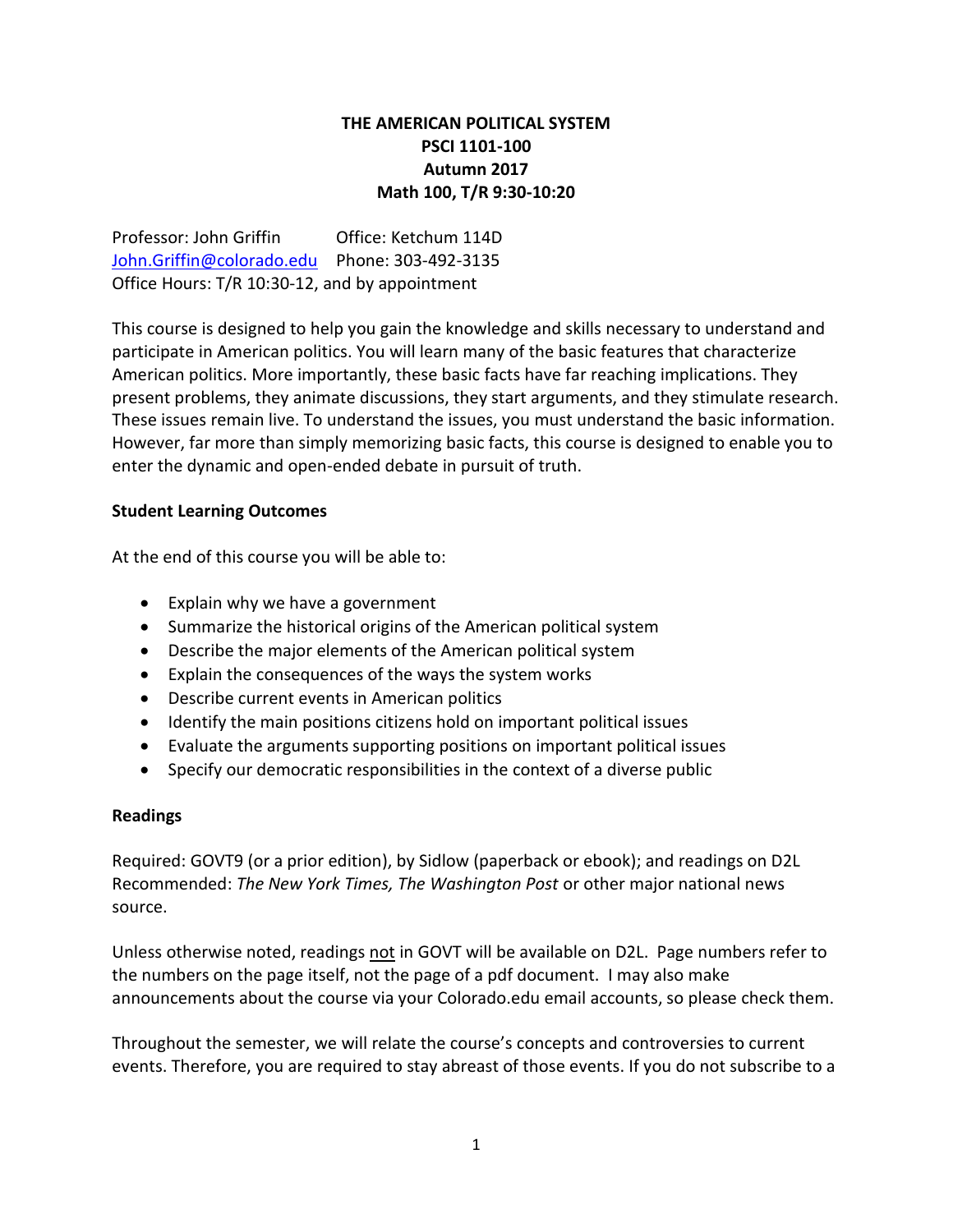# THE AMERICAN POLITICAL SYSTEM
## PSCI 1101-100
## Autumn 2017
## Math 100, T/R 9:30-10:20

Professor: John Griffin Office: Ketchum 114D
John.Griffin@colorado.edu Phone: 303-492-3135
Office Hours: T/R 10:30-12, and by appointment

This course is designed to help you gain the knowledge and skills necessary to understand and participate in American politics. You will learn many of the basic features that characterize American politics. More importantly, these basic facts have far reaching implications. They present problems, they animate discussions, they start arguments, and they stimulate research. These issues remain live. To understand the issues, you must understand the basic information. However, far more than simply memorizing basic facts, this course is designed to enable you to enter the dynamic and open-ended debate in pursuit of truth.

**Student Learning Outcomes**

At the end of this course you will be able to:

- Explain why we have a government
- Summarize the historical origins of the American political system
- Describe the major elements of the American political system
- Explain the consequences of the ways the system works
- Describe current events in American politics
- Identify the main positions citizens hold on important political issues
- Evaluate the arguments supporting positions on important political issues
- Specify our democratic responsibilities in the context of a diverse public

**Readings**

Required: GOVT9 (or a prior edition), by Sidlow (paperback or ebook); and readings on D2L
Recommended: *The New York Times, The Washington Post* or other major national news source.

Unless otherwise noted, readings not in GOVT will be available on D2L. Page numbers refer to the numbers on the page itself, not the page of a pdf document. I may also make announcements about the course via your Colorado.edu email accounts, so please check them.

Throughout the semester, we will relate the course's concepts and controversies to current events. Therefore, you are required to stay abreast of those events. If you do not subscribe to a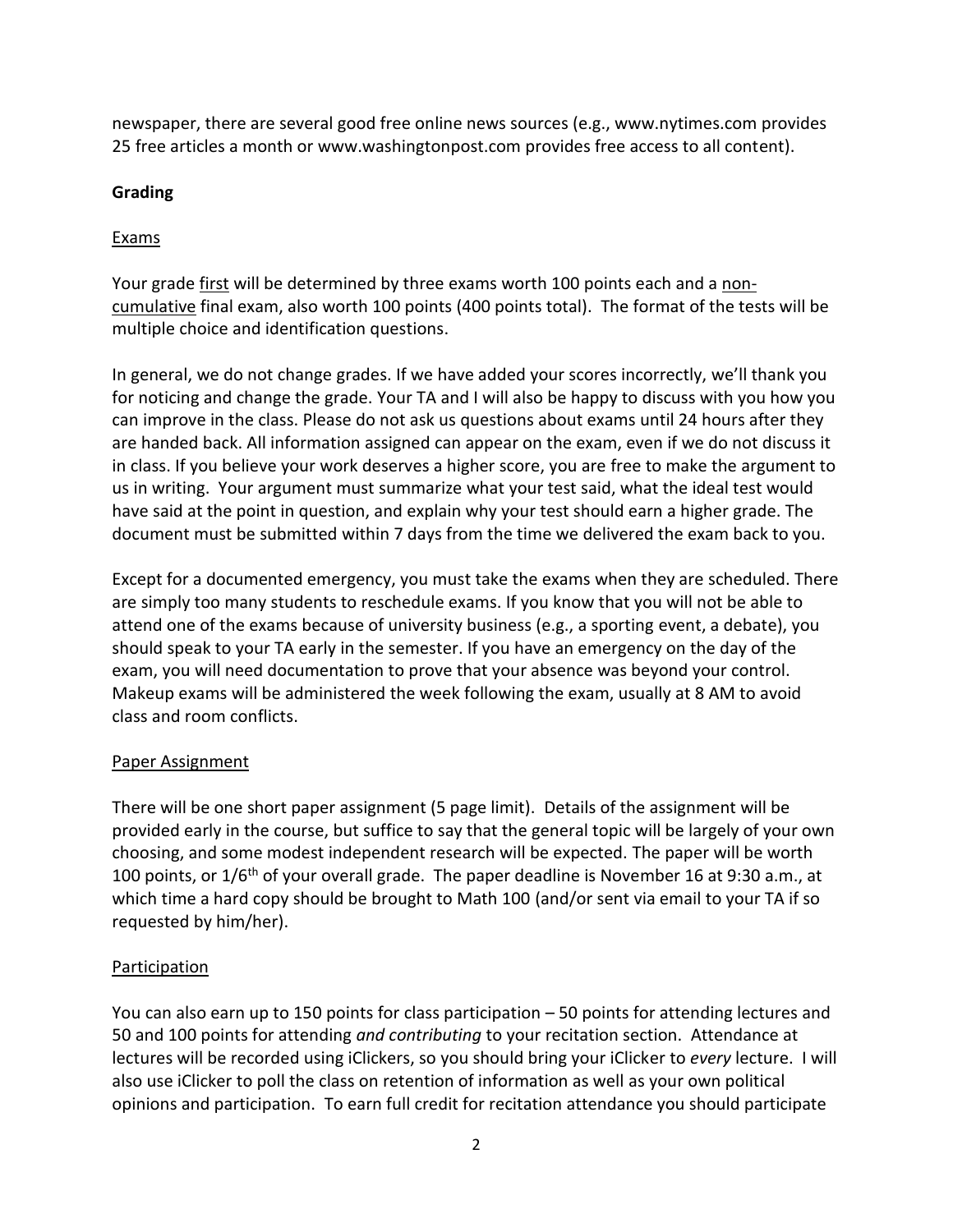newspaper, there are several good free online news sources (e.g., www.nytimes.com provides 25 free articles a month or www.washingtonpost.com provides free access to all content).

## Grading

### Exams

Your grade first will be determined by three exams worth 100 points each and a non-cumulative final exam, also worth 100 points (400 points total). The format of the tests will be multiple choice and identification questions.

In general, we do not change grades. If we have added your scores incorrectly, we'll thank you for noticing and change the grade. Your TA and I will also be happy to discuss with you how you can improve in the class. Please do not ask us questions about exams until 24 hours after they are handed back. All information assigned can appear on the exam, even if we do not discuss it in class. If you believe your work deserves a higher score, you are free to make the argument to us in writing. Your argument must summarize what your test said, what the ideal test would have said at the point in question, and explain why your test should earn a higher grade. The document must be submitted within 7 days from the time we delivered the exam back to you.

Except for a documented emergency, you must take the exams when they are scheduled. There are simply too many students to reschedule exams. If you know that you will not be able to attend one of the exams because of university business (e.g., a sporting event, a debate), you should speak to your TA early in the semester. If you have an emergency on the day of the exam, you will need documentation to prove that your absence was beyond your control. Makeup exams will be administered the week following the exam, usually at 8 AM to avoid class and room conflicts.

### Paper Assignment

There will be one short paper assignment (5 page limit). Details of the assignment will be provided early in the course, but suffice to say that the general topic will be largely of your own choosing, and some modest independent research will be expected. The paper will be worth 100 points, or 1/6th of your overall grade. The paper deadline is November 16 at 9:30 a.m., at which time a hard copy should be brought to Math 100 (and/or sent via email to your TA if so requested by him/her).

### Participation

You can also earn up to 150 points for class participation – 50 points for attending lectures and 50 and 100 points for attending *and contributing* to your recitation section. Attendance at lectures will be recorded using iClickers, so you should bring your iClicker to *every* lecture. I will also use iClicker to poll the class on retention of information as well as your own political opinions and participation. To earn full credit for recitation attendance you should participate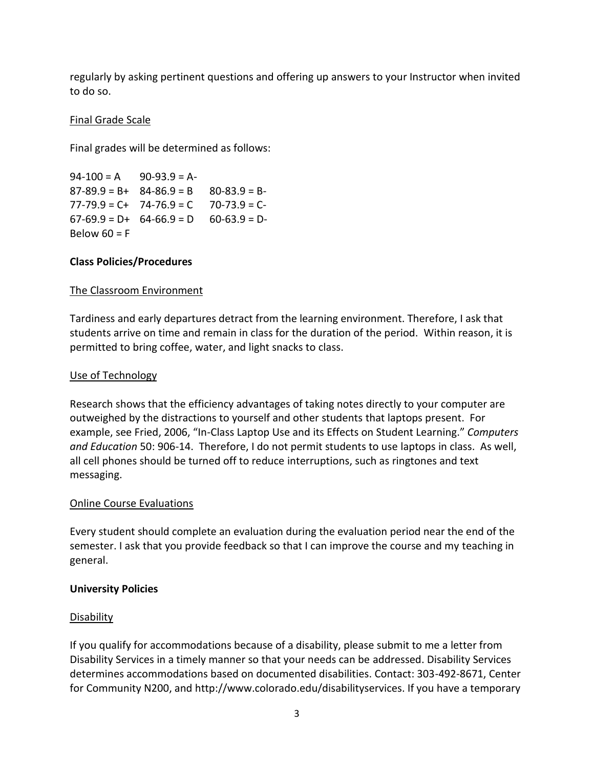regularly by asking pertinent questions and offering up answers to your Instructor when invited to do so.

Final Grade Scale

Final grades will be determined as follows:

94-100 = A    90-93.9 = A-  
87-89.9 = B+    84-86.9 = B    80-83.9 = B-  
77-79.9 = C+    74-76.9 = C    70-73.9 = C-  
67-69.9 = D+    64-66.9 = D    60-63.9 = D-  
Below 60 = F

## Class Policies/Procedures

The Classroom Environment

Tardiness and early departures detract from the learning environment. Therefore, I ask that students arrive on time and remain in class for the duration of the period. Within reason, it is permitted to bring coffee, water, and light snacks to class.

Use of Technology

Research shows that the efficiency advantages of taking notes directly to your computer are outweighed by the distractions to yourself and other students that laptops present. For example, see Fried, 2006, "In-Class Laptop Use and its Effects on Student Learning." *Computers and Education* 50: 906-14. Therefore, I do not permit students to use laptops in class. As well, all cell phones should be turned off to reduce interruptions, such as ringtones and text messaging.

Online Course Evaluations

Every student should complete an evaluation during the evaluation period near the end of the semester. I ask that you provide feedback so that I can improve the course and my teaching in general.

## University Policies

Disability

If you qualify for accommodations because of a disability, please submit to me a letter from Disability Services in a timely manner so that your needs can be addressed. Disability Services determines accommodations based on documented disabilities. Contact: 303-492-8671, Center for Community N200, and http://www.colorado.edu/disabilityservices. If you have a temporary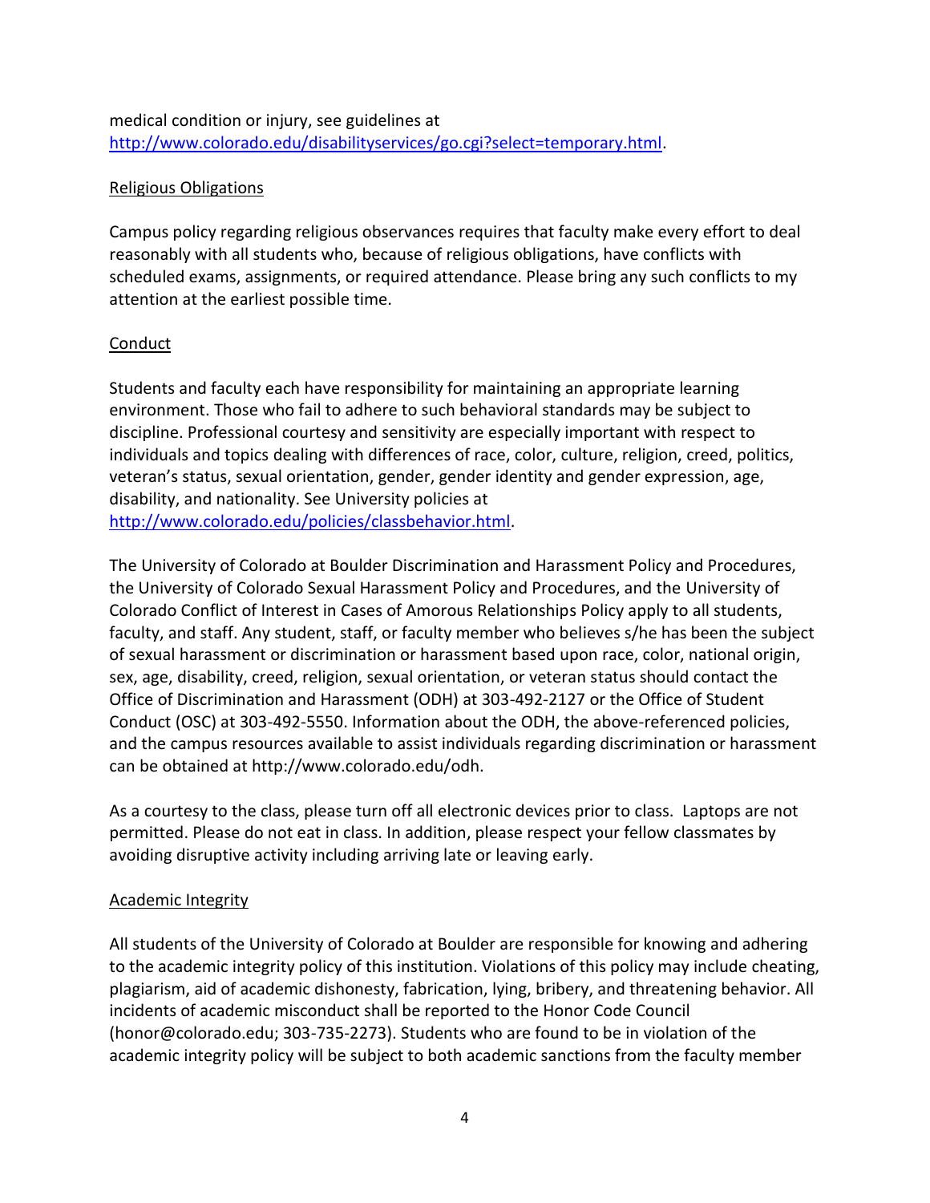medical condition or injury, see guidelines at [http://www.colorado.edu/disabilityservices/go.cgi?select=temporary.html](http://www.colorado.edu/disabilityservices/go.cgi?select=temporary.html).

## Religious Obligations

Campus policy regarding religious observances requires that faculty make every effort to deal reasonably with all students who, because of religious obligations, have conflicts with scheduled exams, assignments, or required attendance. Please bring any such conflicts to my attention at the earliest possible time.

## Conduct

Students and faculty each have responsibility for maintaining an appropriate learning environment. Those who fail to adhere to such behavioral standards may be subject to discipline. Professional courtesy and sensitivity are especially important with respect to individuals and topics dealing with differences of race, color, culture, religion, creed, politics, veteran's status, sexual orientation, gender, gender identity and gender expression, age, disability, and nationality. See University policies at [http://www.colorado.edu/policies/classbehavior.html](http://www.colorado.edu/policies/classbehavior.html).

The University of Colorado at Boulder Discrimination and Harassment Policy and Procedures, the University of Colorado Sexual Harassment Policy and Procedures, and the University of Colorado Conflict of Interest in Cases of Amorous Relationships Policy apply to all students, faculty, and staff. Any student, staff, or faculty member who believes s/he has been the subject of sexual harassment or discrimination or harassment based upon race, color, national origin, sex, age, disability, creed, religion, sexual orientation, or veteran status should contact the Office of Discrimination and Harassment (ODH) at 303-492-2127 or the Office of Student Conduct (OSC) at 303-492-5550. Information about the ODH, the above-referenced policies, and the campus resources available to assist individuals regarding discrimination or harassment can be obtained at http://www.colorado.edu/odh.

As a courtesy to the class, please turn off all electronic devices prior to class. Laptops are not permitted. Please do not eat in class. In addition, please respect your fellow classmates by avoiding disruptive activity including arriving late or leaving early.

## Academic Integrity

All students of the University of Colorado at Boulder are responsible for knowing and adhering to the academic integrity policy of this institution. Violations of this policy may include cheating, plagiarism, aid of academic dishonesty, fabrication, lying, bribery, and threatening behavior. All incidents of academic misconduct shall be reported to the Honor Code Council (honor@colorado.edu; 303-735-2273). Students who are found to be in violation of the academic integrity policy will be subject to both academic sanctions from the faculty member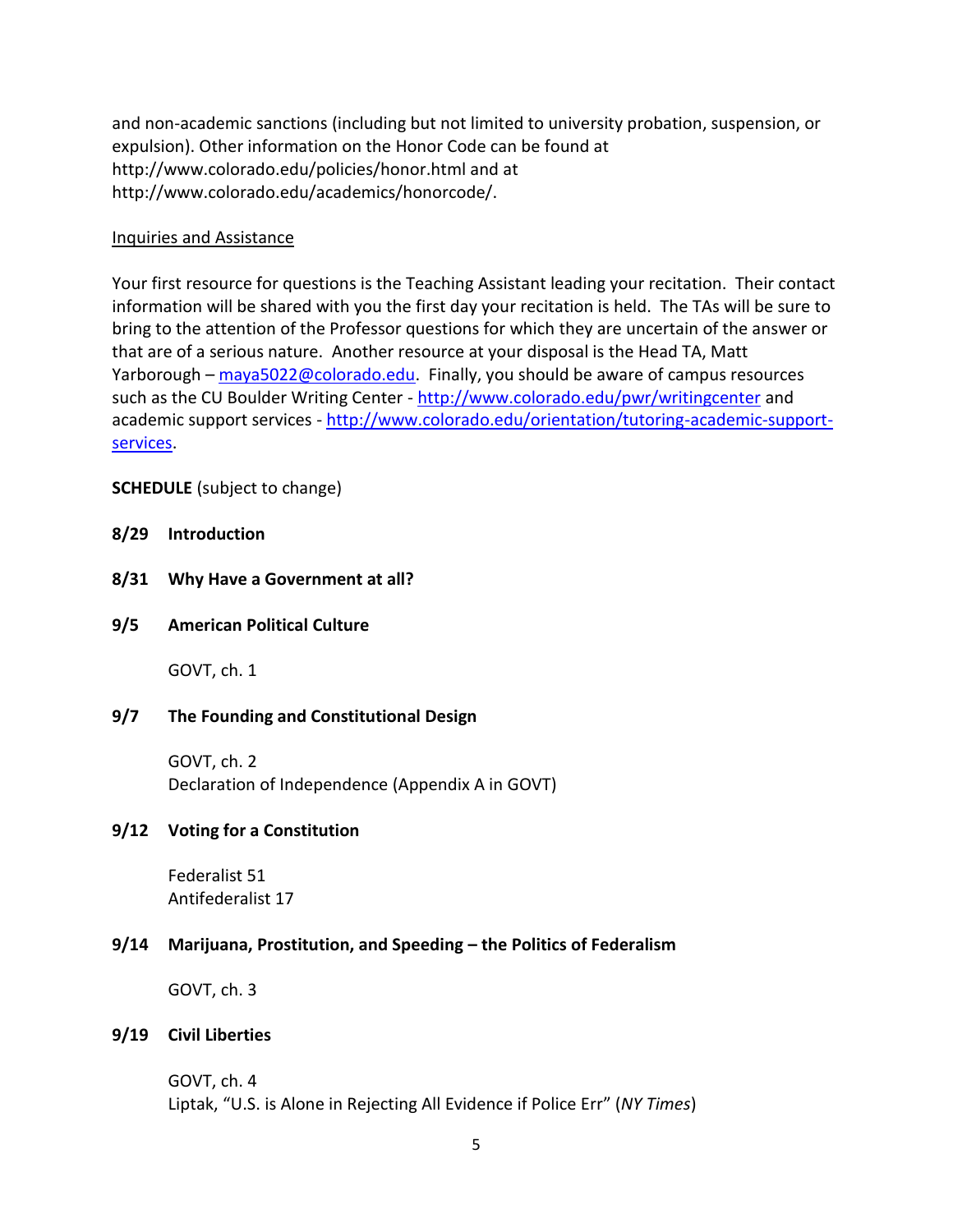and non-academic sanctions (including but not limited to university probation, suspension, or expulsion). Other information on the Honor Code can be found at http://www.colorado.edu/policies/honor.html and at http://www.colorado.edu/academics/honorcode/.

Inquiries and Assistance

Your first resource for questions is the Teaching Assistant leading your recitation. Their contact information will be shared with you the first day your recitation is held. The TAs will be sure to bring to the attention of the Professor questions for which they are uncertain of the answer or that are of a serious nature. Another resource at your disposal is the Head TA, Matt Yarborough – maya5022@colorado.edu. Finally, you should be aware of campus resources such as the CU Boulder Writing Center - http://www.colorado.edu/pwr/writingcenter and academic support services - http://www.colorado.edu/orientation/tutoring-academic-support-services.

**SCHEDULE** (subject to change)

**8/29 Introduction**

**8/31 Why Have a Government at all?**

**9/5 American Political Culture**

GOVT, ch. 1

**9/7 The Founding and Constitutional Design**

GOVT, ch. 2
Declaration of Independence (Appendix A in GOVT)

**9/12 Voting for a Constitution**

Federalist 51
Antifederalist 17

**9/14 Marijuana, Prostitution, and Speeding – the Politics of Federalism**

GOVT, ch. 3

**9/19 Civil Liberties**

GOVT, ch. 4
Liptak, "U.S. is Alone in Rejecting All Evidence if Police Err" (*NY Times*)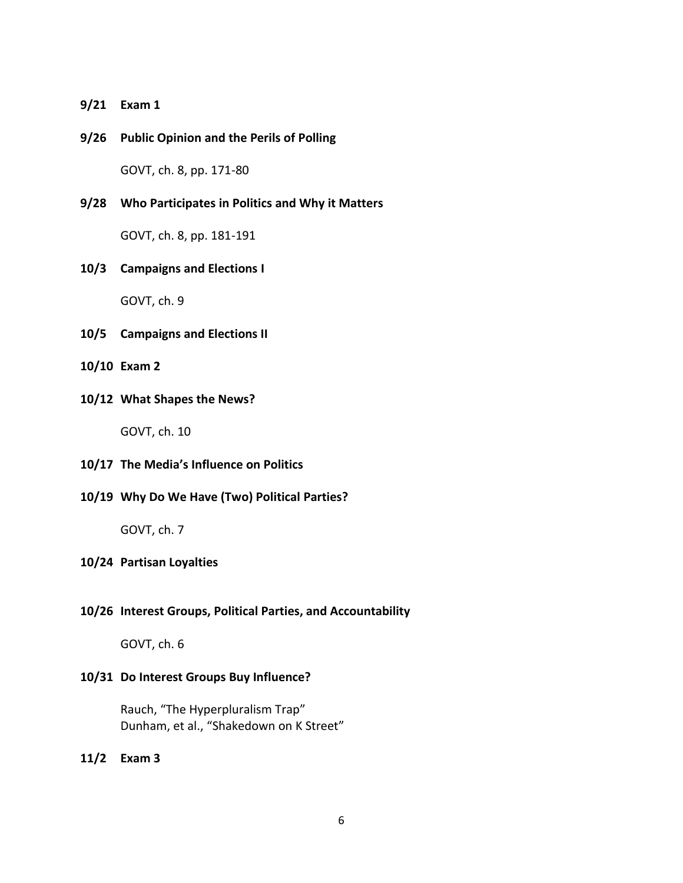**9/21 Exam 1**

**9/26 Public Opinion and the Perils of Polling**

GOVT, ch. 8, pp. 171-80

**9/28 Who Participates in Politics and Why it Matters**

GOVT, ch. 8, pp. 181-191

**10/3 Campaigns and Elections I**

GOVT, ch. 9

**10/5 Campaigns and Elections II**

**10/10 Exam 2**

**10/12 What Shapes the News?**

GOVT, ch. 10

**10/17 The Media's Influence on Politics**

**10/19 Why Do We Have (Two) Political Parties?**

GOVT, ch. 7

**10/24 Partisan Loyalties**

**10/26 Interest Groups, Political Parties, and Accountability**

GOVT, ch. 6

**10/31 Do Interest Groups Buy Influence?**

Rauch, "The Hyperpluralism Trap"
Dunham, et al., "Shakedown on K Street"

**11/2 Exam 3**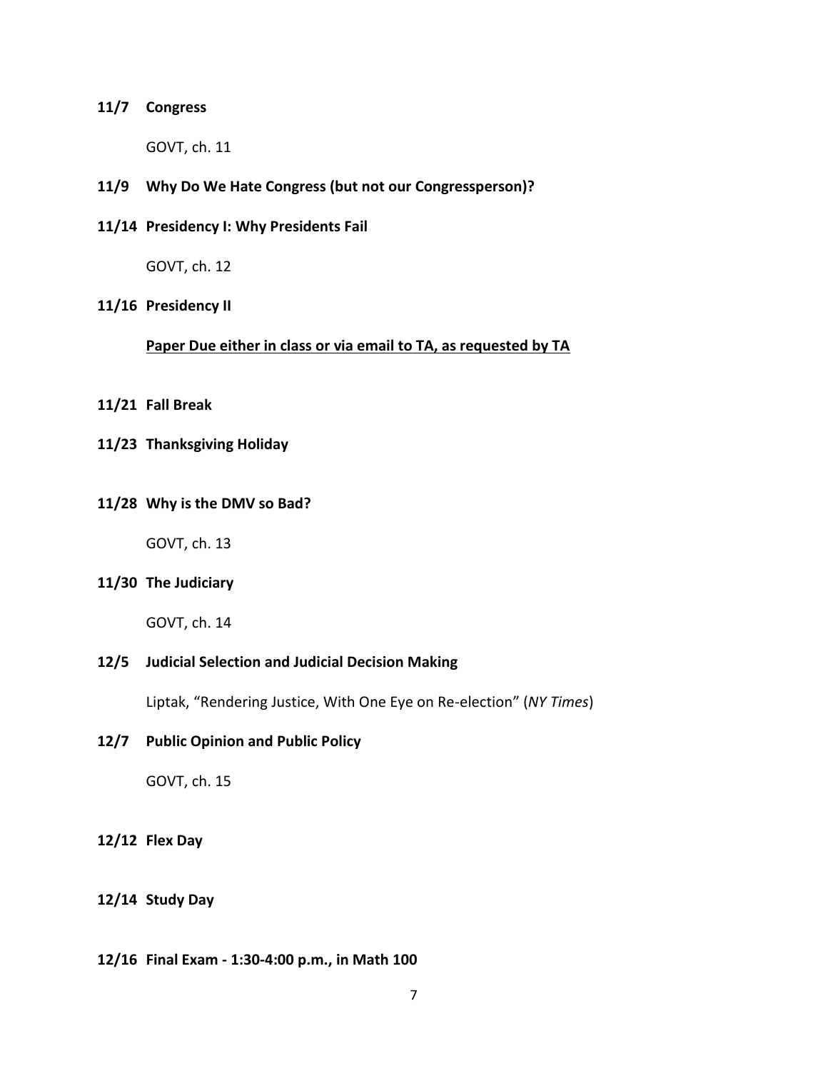**11/7 Congress**

GOVT, ch. 11

**11/9 Why Do We Hate Congress (but not our Congressperson)?**

**11/14 Presidency I: Why Presidents Fail**

GOVT, ch. 12

**11/16 Presidency II**

<u>**Paper Due either in class or via email to TA, as requested by TA**</u>

**11/21 Fall Break**

**11/23 Thanksgiving Holiday**

**11/28 Why is the DMV so Bad?**

GOVT, ch. 13

**11/30 The Judiciary**

GOVT, ch. 14

**12/5 Judicial Selection and Judicial Decision Making**

Liptak, "Rendering Justice, With One Eye on Re-election" (*NY Times*)

**12/7 Public Opinion and Public Policy**

GOVT, ch. 15

**12/12 Flex Day**

**12/14 Study Day**

**12/16 Final Exam - 1:30-4:00 p.m., in Math 100**